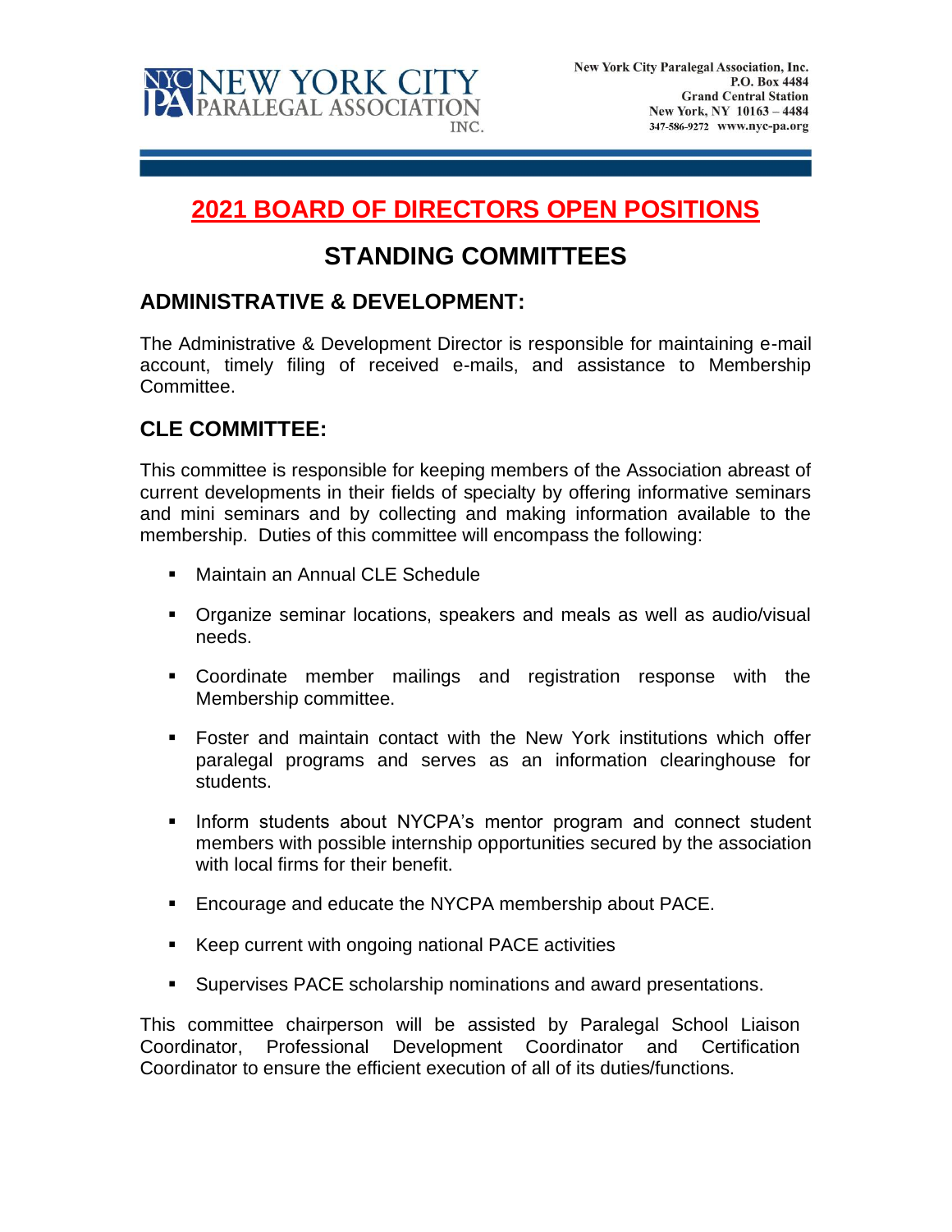New York City Paralegal Association, Inc.
P.O. Box 4484
Grand Central Station
New York, NY 10163 – 4484
347-586-9272 www.nyc-pa.org

# 2021 BOARD OF DIRECTORS OPEN POSITIONS

## STANDING COMMITTEES

### ADMINISTRATIVE & DEVELOPMENT:

The Administrative & Development Director is responsible for maintaining e-mail account, timely filing of received e-mails, and assistance to Membership Committee.

### CLE COMMITTEE:

This committee is responsible for keeping members of the Association abreast of current developments in their fields of specialty by offering informative seminars and mini seminars and by collecting and making information available to the membership. Duties of this committee will encompass the following:

- Maintain an Annual CLE Schedule
- Organize seminar locations, speakers and meals as well as audio/visual needs.
- Coordinate member mailings and registration response with the Membership committee.
- Foster and maintain contact with the New York institutions which offer paralegal programs and serves as an information clearinghouse for students.
- Inform students about NYCPA's mentor program and connect student members with possible internship opportunities secured by the association with local firms for their benefit.
- Encourage and educate the NYCPA membership about PACE.
- Keep current with ongoing national PACE activities
- Supervises PACE scholarship nominations and award presentations.

This committee chairperson will be assisted by Paralegal School Liaison Coordinator, Professional Development Coordinator and Certification Coordinator to ensure the efficient execution of all of its duties/functions.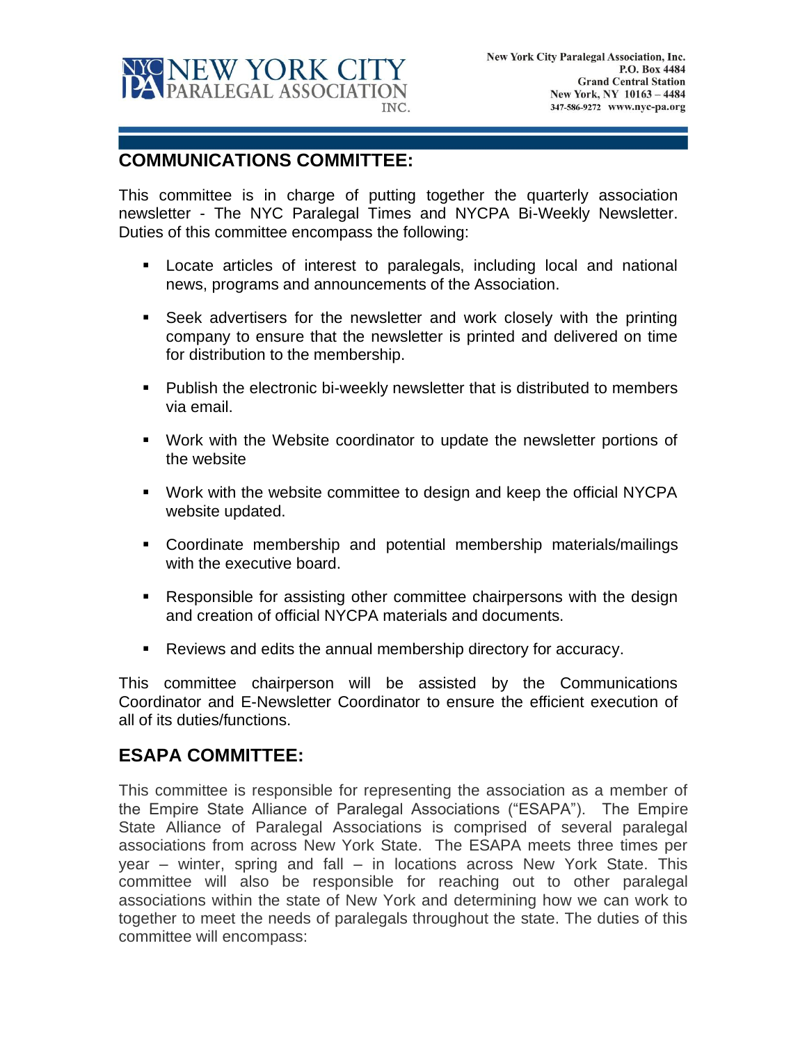## COMMUNICATIONS COMMITTEE:

This committee is in charge of putting together the quarterly association newsletter - The NYC Paralegal Times and NYCPA Bi-Weekly Newsletter. Duties of this committee encompass the following:

- Locate articles of interest to paralegals, including local and national news, programs and announcements of the Association.
- Seek advertisers for the newsletter and work closely with the printing company to ensure that the newsletter is printed and delivered on time for distribution to the membership.
- Publish the electronic bi-weekly newsletter that is distributed to members via email.
- Work with the Website coordinator to update the newsletter portions of the website
- Work with the website committee to design and keep the official NYCPA website updated.
- Coordinate membership and potential membership materials/mailings with the executive board.
- Responsible for assisting other committee chairpersons with the design and creation of official NYCPA materials and documents.
- Reviews and edits the annual membership directory for accuracy.

This committee chairperson will be assisted by the Communications Coordinator and E-Newsletter Coordinator to ensure the efficient execution of all of its duties/functions.

## ESAPA COMMITTEE:

This committee is responsible for representing the association as a member of the Empire State Alliance of Paralegal Associations ("ESAPA"). The Empire State Alliance of Paralegal Associations is comprised of several paralegal associations from across New York State. The ESAPA meets three times per year – winter, spring and fall – in locations across New York State. This committee will also be responsible for reaching out to other paralegal associations within the state of New York and determining how we can work to together to meet the needs of paralegals throughout the state. The duties of this committee will encompass: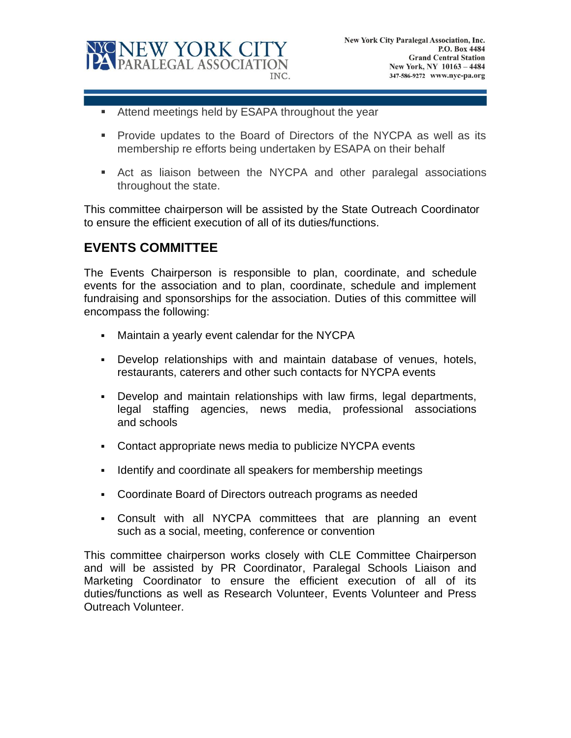- Attend meetings held by ESAPA throughout the year
- Provide updates to the Board of Directors of the NYCPA as well as its membership re efforts being undertaken by ESAPA on their behalf
- Act as liaison between the NYCPA and other paralegal associations throughout the state.

This committee chairperson will be assisted by the State Outreach Coordinator to ensure the efficient execution of all of its duties/functions.

## EVENTS COMMITTEE

The Events Chairperson is responsible to plan, coordinate, and schedule events for the association and to plan, coordinate, schedule and implement fundraising and sponsorships for the association. Duties of this committee will encompass the following:

- Maintain a yearly event calendar for the NYCPA
- Develop relationships with and maintain database of venues, hotels, restaurants, caterers and other such contacts for NYCPA events
- Develop and maintain relationships with law firms, legal departments, legal staffing agencies, news media, professional associations and schools
- Contact appropriate news media to publicize NYCPA events
- Identify and coordinate all speakers for membership meetings
- Coordinate Board of Directors outreach programs as needed
- Consult with all NYCPA committees that are planning an event such as a social, meeting, conference or convention

This committee chairperson works closely with CLE Committee Chairperson and will be assisted by PR Coordinator, Paralegal Schools Liaison and Marketing Coordinator to ensure the efficient execution of all of its duties/functions as well as Research Volunteer, Events Volunteer and Press Outreach Volunteer.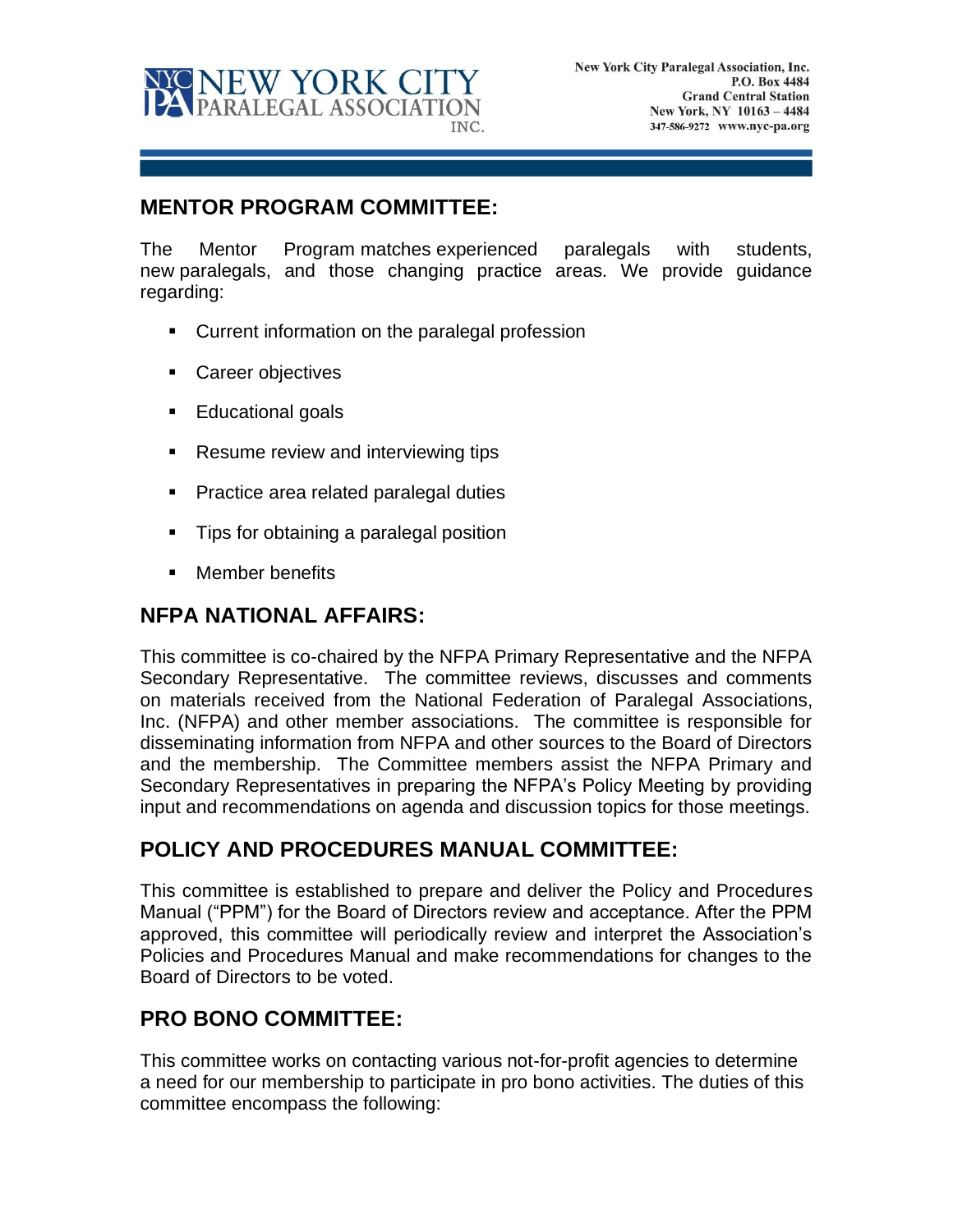## MENTOR PROGRAM COMMITTEE:

The Mentor Program matches experienced paralegals with students, new paralegals, and those changing practice areas. We provide guidance regarding:

- Current information on the paralegal profession
- Career objectives
- Educational goals
- Resume review and interviewing tips
- Practice area related paralegal duties
- Tips for obtaining a paralegal position
- Member benefits

## NFPA NATIONAL AFFAIRS:

This committee is co-chaired by the NFPA Primary Representative and the NFPA Secondary Representative. The committee reviews, discusses and comments on materials received from the National Federation of Paralegal Associations, Inc. (NFPA) and other member associations. The committee is responsible for disseminating information from NFPA and other sources to the Board of Directors and the membership. The Committee members assist the NFPA Primary and Secondary Representatives in preparing the NFPA's Policy Meeting by providing input and recommendations on agenda and discussion topics for those meetings.

## POLICY AND PROCEDURES MANUAL COMMITTEE:

This committee is established to prepare and deliver the Policy and Procedures Manual ("PPM") for the Board of Directors review and acceptance. After the PPM approved, this committee will periodically review and interpret the Association's Policies and Procedures Manual and make recommendations for changes to the Board of Directors to be voted.

## PRO BONO COMMITTEE:

This committee works on contacting various not-for-profit agencies to determine a need for our membership to participate in pro bono activities. The duties of this committee encompass the following: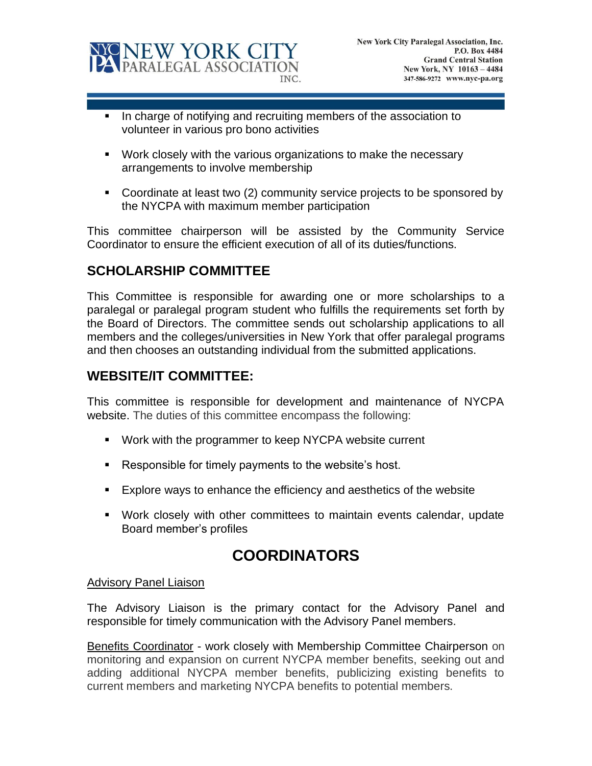- In charge of notifying and recruiting members of the association to volunteer in various pro bono activities
- Work closely with the various organizations to make the necessary arrangements to involve membership
- Coordinate at least two (2) community service projects to be sponsored by the NYCPA with maximum member participation

This committee chairperson will be assisted by the Community Service Coordinator to ensure the efficient execution of all of its duties/functions.

## SCHOLARSHIP COMMITTEE

This Committee is responsible for awarding one or more scholarships to a paralegal or paralegal program student who fulfills the requirements set forth by the Board of Directors. The committee sends out scholarship applications to all members and the colleges/universities in New York that offer paralegal programs and then chooses an outstanding individual from the submitted applications.

## WEBSITE/IT COMMITTEE:

This committee is responsible for development and maintenance of NYCPA website. The duties of this committee encompass the following:

- Work with the programmer to keep NYCPA website current
- Responsible for timely payments to the website's host.
- Explore ways to enhance the efficiency and aesthetics of the website
- Work closely with other committees to maintain events calendar, update Board member's profiles

# COORDINATORS

Advisory Panel Liaison

The Advisory Liaison is the primary contact for the Advisory Panel and responsible for timely communication with the Advisory Panel members.

Benefits Coordinator - work closely with Membership Committee Chairperson on monitoring and expansion on current NYCPA member benefits, seeking out and adding additional NYCPA member benefits, publicizing existing benefits to current members and marketing NYCPA benefits to potential members.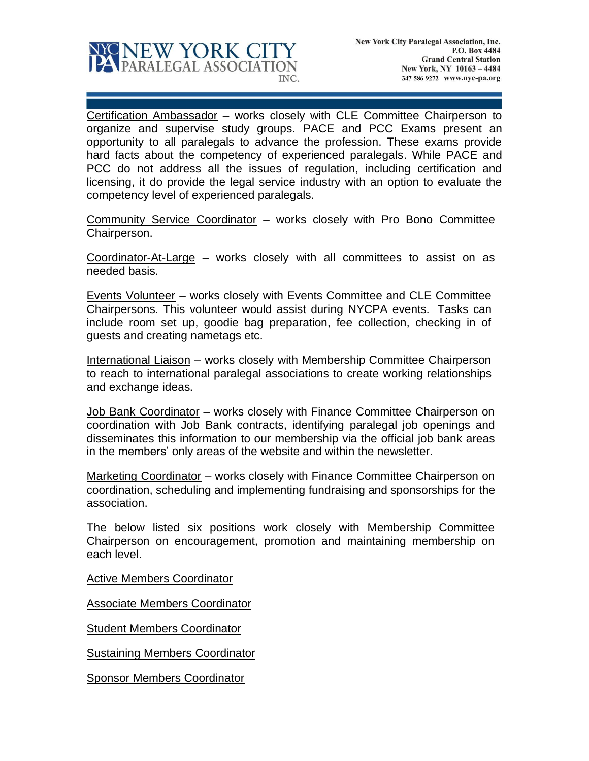Certification Ambassador – works closely with CLE Committee Chairperson to organize and supervise study groups. PACE and PCC Exams present an opportunity to all paralegals to advance the profession. These exams provide hard facts about the competency of experienced paralegals. While PACE and PCC do not address all the issues of regulation, including certification and licensing, it do provide the legal service industry with an option to evaluate the competency level of experienced paralegals.

Community Service Coordinator – works closely with Pro Bono Committee Chairperson.

Coordinator-At-Large – works closely with all committees to assist on as needed basis.

Events Volunteer – works closely with Events Committee and CLE Committee Chairpersons. This volunteer would assist during NYCPA events. Tasks can include room set up, goodie bag preparation, fee collection, checking in of guests and creating nametags etc.

International Liaison – works closely with Membership Committee Chairperson to reach to international paralegal associations to create working relationships and exchange ideas.

Job Bank Coordinator – works closely with Finance Committee Chairperson on coordination with Job Bank contracts, identifying paralegal job openings and disseminates this information to our membership via the official job bank areas in the members' only areas of the website and within the newsletter.

Marketing Coordinator – works closely with Finance Committee Chairperson on coordination, scheduling and implementing fundraising and sponsorships for the association.

The below listed six positions work closely with Membership Committee Chairperson on encouragement, promotion and maintaining membership on each level.

Active Members Coordinator

Associate Members Coordinator

Student Members Coordinator

Sustaining Members Coordinator

Sponsor Members Coordinator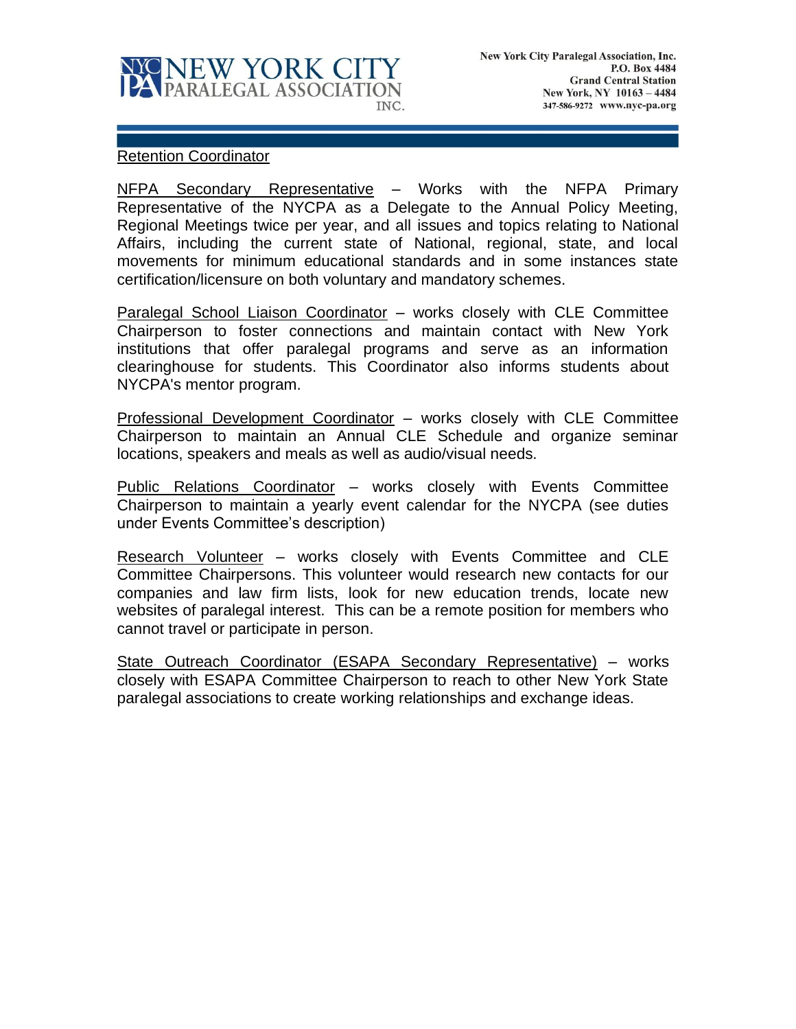Retention Coordinator

NFPA Secondary Representative – Works with the NFPA Primary Representative of the NYCPA as a Delegate to the Annual Policy Meeting, Regional Meetings twice per year, and all issues and topics relating to National Affairs, including the current state of National, regional, state, and local movements for minimum educational standards and in some instances state certification/licensure on both voluntary and mandatory schemes.

Paralegal School Liaison Coordinator – works closely with CLE Committee Chairperson to foster connections and maintain contact with New York institutions that offer paralegal programs and serve as an information clearinghouse for students. This Coordinator also informs students about NYCPA's mentor program.

Professional Development Coordinator – works closely with CLE Committee Chairperson to maintain an Annual CLE Schedule and organize seminar locations, speakers and meals as well as audio/visual needs.

Public Relations Coordinator – works closely with Events Committee Chairperson to maintain a yearly event calendar for the NYCPA (see duties under Events Committee's description)

Research Volunteer – works closely with Events Committee and CLE Committee Chairpersons. This volunteer would research new contacts for our companies and law firm lists, look for new education trends, locate new websites of paralegal interest. This can be a remote position for members who cannot travel or participate in person.

State Outreach Coordinator (ESAPA Secondary Representative) – works closely with ESAPA Committee Chairperson to reach to other New York State paralegal associations to create working relationships and exchange ideas.